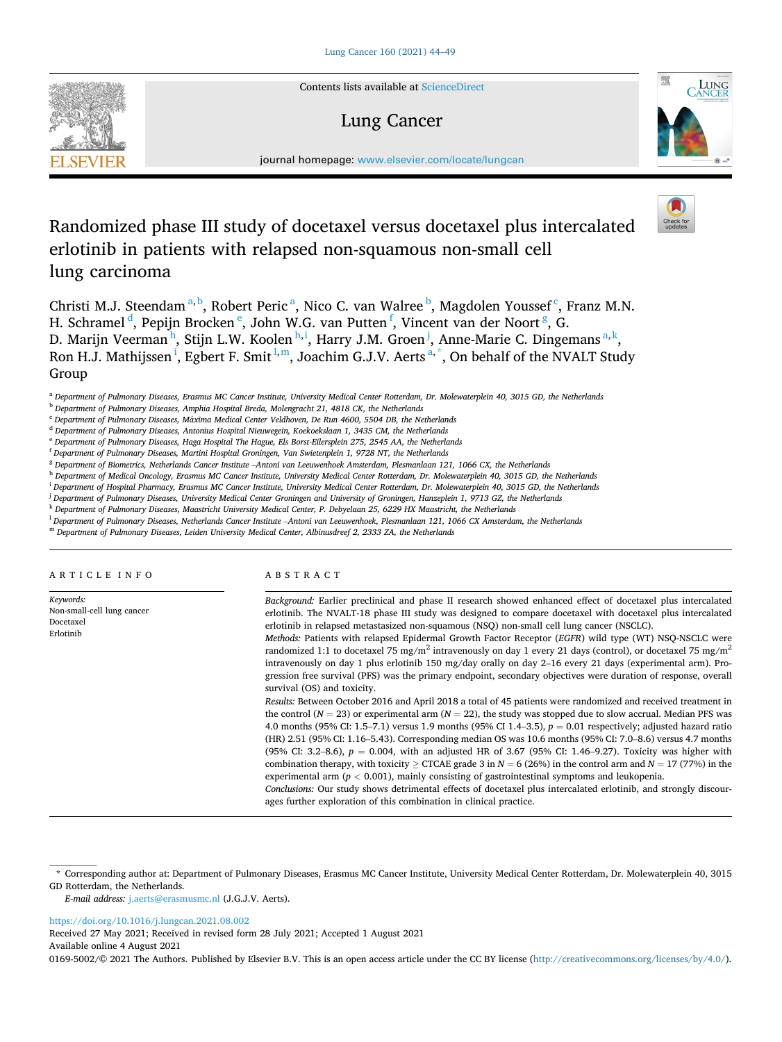# Randomized phase III study of docetaxel versus docetaxel plus intercalated erlotinib in patients with relapsed non-squamous non-small cell lung carcinoma

Christi M.J. Steendam [a,b], Robert Peric [a], Nico C. van Walree [b], Magdolen Youssef [c], Franz M.N. H. Schramel [d], Pepijn Brocken [e], John W.G. van Putten [f], Vincent van der Noort [g], G. D. Marijn Veerman [h], Stijn L.W. Koolen [h,i], Harry J.M. Groen [j], Anne-Marie C. Dingemans [a,k], Ron H.J. Mathijssen [i], Egbert F. Smit [l,m], Joachim G.J.V. Aerts [a,*], On behalf of the NVALT Study Group

[a] Department of Pulmonary Diseases, Erasmus MC Cancer Institute, University Medical Center Rotterdam, Dr. Molewaterplein 40, 3015 GD, the Netherlands
[b] Department of Pulmonary Diseases, Amphia Hospital Breda, Molengracht 21, 4818 CK, the Netherlands
[c] Department of Pulmonary Diseases, Máxima Medical Center Veldhoven, De Run 4600, 5504 DB, the Netherlands
[d] Department of Pulmonary Diseases, Antonius Hospital Nieuwegein, Koekoekslaan 1, 3435 CM, the Netherlands
[e] Department of Pulmonary Diseases, Haga Hospital The Hague, Els Borst-Eilersplein 275, 2545 AA, the Netherlands
[f] Department of Pulmonary Diseases, Martini Hospital Groningen, Van Swietenplein 1, 9728 NT, the Netherlands
[g] Department of Biometrics, Netherlands Cancer Institute –Antoni van Leeuwenhoek Amsterdam, Plesmanlaan 121, 1066 CX, the Netherlands
[h] Department of Medical Oncology, Erasmus MC Cancer Institute, University Medical Center Rotterdam, Dr. Molewaterplein 40, 3015 GD, the Netherlands
[i] Department of Hospital Pharmacy, Erasmus MC Cancer Institute, University Medical Center Rotterdam, Dr. Molewaterplein 40, 3015 GD, the Netherlands
[j] Department of Pulmonary Diseases, University Medical Center Groningen and University of Groningen, Hanzeplein 1, 9713 GZ, the Netherlands
[k] Department of Pulmonary Diseases, Maastricht University Medical Center, P. Debyelaan 25, 6229 HX Maastricht, the Netherlands
[l] Department of Pulmonary Diseases, Netherlands Cancer Institute –Antoni van Leeuwenhoek, Plesmanlaan 121, 1066 CX Amsterdam, the Netherlands
[m] Department of Pulmonary Diseases, Leiden University Medical Center, Albinusdreef 2, 2333 ZA, the Netherlands

## ARTICLE INFO

*Keywords:*
Non-small-cell lung cancer
Docetaxel
Erlotinib

## ABSTRACT

*Background:* Earlier preclinical and phase II research showed enhanced effect of docetaxel plus intercalated erlotinib. The NVALT-18 phase III study was designed to compare docetaxel with docetaxel plus intercalated erlotinib in relapsed metastasized non-squamous (NSQ) non-small cell lung cancer (NSCLC).

*Methods:* Patients with relapsed Epidermal Growth Factor Receptor (*EGFR*) wild type (WT) NSQ-NSCLC were randomized 1:1 to docetaxel 75 mg/m$^2$ intravenously on day 1 every 21 days (control), or docetaxel 75 mg/m$^2$ intravenously on day 1 plus erlotinib 150 mg/day orally on day 2–16 every 21 days (experimental arm). Progression free survival (PFS) was the primary endpoint, secondary objectives were duration of response, overall survival (OS) and toxicity.

*Results:* Between October 2016 and April 2018 a total of 45 patients were randomized and received treatment in the control ($N = 23$) or experimental arm ($N = 22$), the study was stopped due to slow accrual. Median PFS was 4.0 months (95% CI: 1.5–7.1) versus 1.9 months (95% CI 1.4–3.5), $p = 0.01$ respectively; adjusted hazard ratio (HR) 2.51 (95% CI: 1.16–5.43). Corresponding median OS was 10.6 months (95% CI: 7.0–8.6) versus 4.7 months (95% CI: 3.2–8.6), $p = 0.004$, with an adjusted HR of 3.67 (95% CI: 1.46–9.27). Toxicity was higher with combination therapy, with toxicity ≥ CTCAE grade 3 in $N = 6$ (26%) in the control arm and $N = 17$ (77%) in the experimental arm ($p < 0.001$), mainly consisting of gastrointestinal symptoms and leukopenia.

*Conclusions:* Our study shows detrimental effects of docetaxel plus intercalated erlotinib, and strongly discourages further exploration of this combination in clinical practice.

---

\* Corresponding author at: Department of Pulmonary Diseases, Erasmus MC Cancer Institute, University Medical Center Rotterdam, Dr. Molewaterplein 40, 3015 GD Rotterdam, the Netherlands.

*E-mail address:* j.aerts@erasmusmc.nl (J.G.J.V. Aerts).

https://doi.org/10.1016/j.lungcan.2021.08.002
Received 27 May 2021; Received in revised form 28 July 2021; Accepted 1 August 2021
Available online 4 August 2021
0169-5002/© 2021 The Authors. Published by Elsevier B.V. This is an open access article under the CC BY license (http://creativecommons.org/licenses/by/4.0/).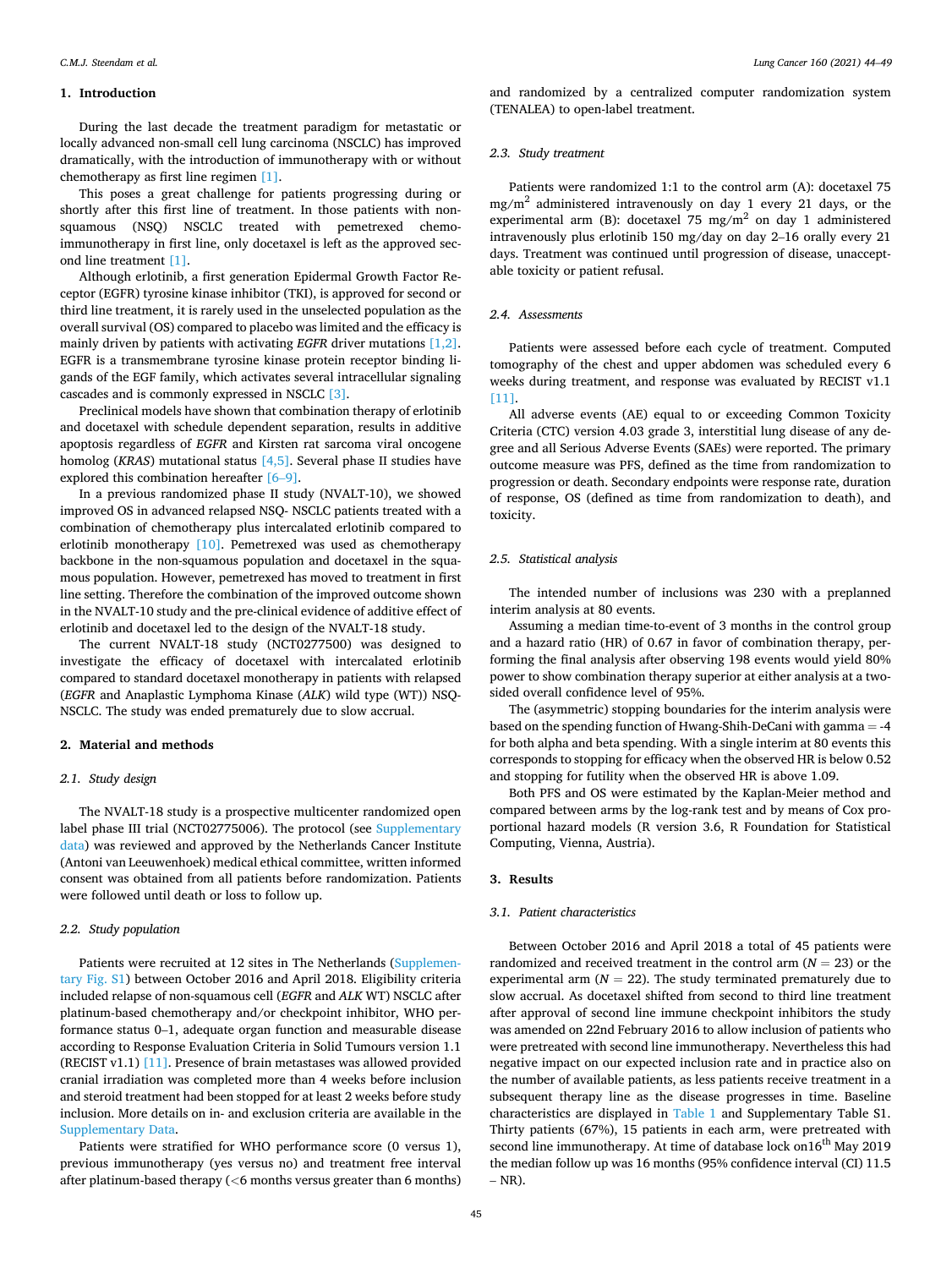## 1. Introduction

During the last decade the treatment paradigm for metastatic or locally advanced non-small cell lung carcinoma (NSCLC) has improved dramatically, with the introduction of immunotherapy with or without chemotherapy as first line regimen [1].

This poses a great challenge for patients progressing during or shortly after this first line of treatment. In those patients with non-squamous (NSQ) NSCLC treated with pemetrexed chemo-immunotherapy in first line, only docetaxel is left as the approved second line treatment [1].

Although erlotinib, a first generation Epidermal Growth Factor Receptor (EGFR) tyrosine kinase inhibitor (TKI), is approved for second or third line treatment, it is rarely used in the unselected population as the overall survival (OS) compared to placebo was limited and the efficacy is mainly driven by patients with activating *EGFR* driver mutations [1,2]. EGFR is a transmembrane tyrosine kinase protein receptor binding ligands of the EGF family, which activates several intracellular signaling cascades and is commonly expressed in NSCLC [3].

Preclinical models have shown that combination therapy of erlotinib and docetaxel with schedule dependent separation, results in additive apoptosis regardless of *EGFR* and Kirsten rat sarcoma viral oncogene homolog (*KRAS*) mutational status [4,5]. Several phase II studies have explored this combination hereafter [6–9].

In a previous randomized phase II study (NVALT-10), we showed improved OS in advanced relapsed NSQ- NSCLC patients treated with a combination of chemotherapy plus intercalated erlotinib compared to erlotinib monotherapy [10]. Pemetrexed was used as chemotherapy backbone in the non-squamous population and docetaxel in the squamous population. However, pemetrexed has moved to treatment in first line setting. Therefore the combination of the improved outcome shown in the NVALT-10 study and the pre-clinical evidence of additive effect of erlotinib and docetaxel led to the design of the NVALT-18 study.

The current NVALT-18 study (NCT0277500) was designed to investigate the efficacy of docetaxel with intercalated erlotinib compared to standard docetaxel monotherapy in patients with relapsed (*EGFR* and Anaplastic Lymphoma Kinase (*ALK*) wild type (WT)) NSQ-NSCLC. The study was ended prematurely due to slow accrual.

## 2. Material and methods

### 2.1. Study design

The NVALT-18 study is a prospective multicenter randomized open label phase III trial (NCT02775006). The protocol (see Supplementary data) was reviewed and approved by the Netherlands Cancer Institute (Antoni van Leeuwenhoek) medical ethical committee, written informed consent was obtained from all patients before randomization. Patients were followed until death or loss to follow up.

### 2.2. Study population

Patients were recruited at 12 sites in The Netherlands (Supplementary Fig. S1) between October 2016 and April 2018. Eligibility criteria included relapse of non-squamous cell (*EGFR* and *ALK* WT) NSCLC after platinum-based chemotherapy and/or checkpoint inhibitor, WHO performance status 0–1, adequate organ function and measurable disease according to Response Evaluation Criteria in Solid Tumours version 1.1 (RECIST v1.1) [11]. Presence of brain metastases was allowed provided cranial irradiation was completed more than 4 weeks before inclusion and steroid treatment had been stopped for at least 2 weeks before study inclusion. More details on in- and exclusion criteria are available in the Supplementary Data.

Patients were stratified for WHO performance score (0 versus 1), previous immunotherapy (yes versus no) and treatment free interval after platinum-based therapy (<6 months versus greater than 6 months) and randomized by a centralized computer randomization system (TENALEA) to open-label treatment.

### 2.3. Study treatment

Patients were randomized 1:1 to the control arm (A): docetaxel 75 mg/m$^2$ administered intravenously on day 1 every 21 days, or the experimental arm (B): docetaxel 75 mg/m$^2$ on day 1 administered intravenously plus erlotinib 150 mg/day on day 2–16 orally every 21 days. Treatment was continued until progression of disease, unacceptable toxicity or patient refusal.

### 2.4. Assessments

Patients were assessed before each cycle of treatment. Computed tomography of the chest and upper abdomen was scheduled every 6 weeks during treatment, and response was evaluated by RECIST v1.1 [11].

All adverse events (AE) equal to or exceeding Common Toxicity Criteria (CTC) version 4.03 grade 3, interstitial lung disease of any degree and all Serious Adverse Events (SAEs) were reported. The primary outcome measure was PFS, defined as the time from randomization to progression or death. Secondary endpoints were response rate, duration of response, OS (defined as time from randomization to death), and toxicity.

### 2.5. Statistical analysis

The intended number of inclusions was 230 with a preplanned interim analysis at 80 events.

Assuming a median time-to-event of 3 months in the control group and a hazard ratio (HR) of 0.67 in favor of combination therapy, performing the final analysis after observing 198 events would yield 80% power to show combination therapy superior at either analysis at a two-sided overall confidence level of 95%.

The (asymmetric) stopping boundaries for the interim analysis were based on the spending function of Hwang-Shih-DeCani with gamma = -4 for both alpha and beta spending. With a single interim at 80 events this corresponds to stopping for efficacy when the observed HR is below 0.52 and stopping for futility when the observed HR is above 1.09.

Both PFS and OS were estimated by the Kaplan-Meier method and compared between arms by the log-rank test and by means of Cox proportional hazard models (R version 3.6, R Foundation for Statistical Computing, Vienna, Austria).

## 3. Results

### 3.1. Patient characteristics

Between October 2016 and April 2018 a total of 45 patients were randomized and received treatment in the control arm ($N = 23$) or the experimental arm ($N = 22$). The study terminated prematurely due to slow accrual. As docetaxel shifted from second to third line treatment after approval of second line immune checkpoint inhibitors the study was amended on 22nd February 2016 to allow inclusion of patients who were pretreated with second line immunotherapy. Nevertheless this had negative impact on our expected inclusion rate and in practice also on the number of available patients, as less patients receive treatment in a subsequent therapy line as the disease progresses in time. Baseline characteristics are displayed in Table 1 and Supplementary Table S1. Thirty patients (67%), 15 patients in each arm, were pretreated with second line immunotherapy. At time of database lock on16th May 2019 the median follow up was 16 months (95% confidence interval (CI) 11.5 – NR).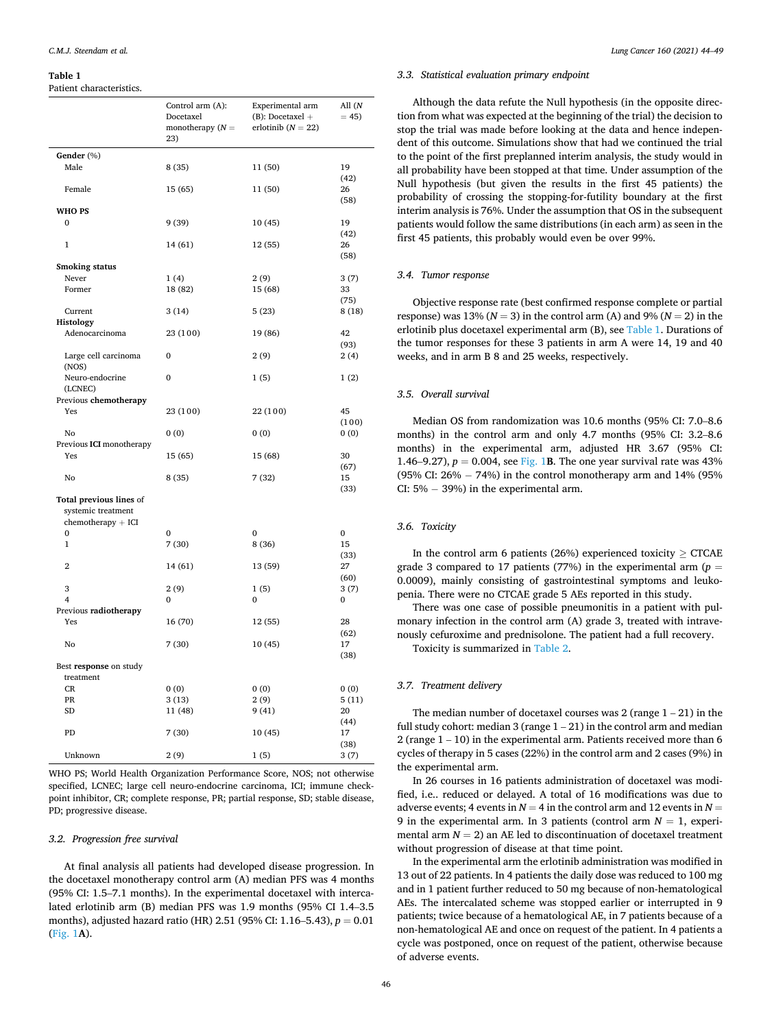**Table 1**
Patient characteristics.

| | Control arm (A): Docetaxel monotherapy (N = 23) | Experimental arm (B): Docetaxel + erlotinib (N = 22) | All (N = 45) |
|---|---|---|---|
| **Gender** (%) | | | |
| Male | 8 (35) | 11 (50) | 19 (42) |
| Female | 15 (65) | 11 (50) | 26 (58) |
| **WHO PS** | | | |
| 0 | 9 (39) | 10 (45) | 19 (42) |
| 1 | 14 (61) | 12 (55) | 26 (58) |
| **Smoking status** | | | |
| Never | 1 (4) | 2 (9) | 3 (7) |
| Former | 18 (82) | 15 (68) | 33 (75) |
| Current | 3 (14) | 5 (23) | 8 (18) |
| **Histology** | | | |
| Adenocarcinoma | 23 (100) | 19 (86) | 42 (93) |
| Large cell carcinoma (NOS) | 0 | 2 (9) | 2 (4) |
| Neuro-endocrine (LCNEC) | 0 | 1 (5) | 1 (2) |
| Previous **chemotherapy** | | | |
| Yes | 23 (100) | 22 (100) | 45 (100) |
| No | 0 (0) | 0 (0) | 0 (0) |
| Previous **ICI** monotherapy | | | |
| Yes | 15 (65) | 15 (68) | 30 (67) |
| No | 8 (35) | 7 (32) | 15 (33) |
| **Total previous lines** of systemic treatment chemotherapy + ICI | | | |
| 0 | 0 | 0 | 0 |
| 1 | 7 (30) | 8 (36) | 15 (33) |
| 2 | 14 (61) | 13 (59) | 27 (60) |
| 3 | 2 (9) | 1 (5) | 3 (7) |
| 4 | 0 | 0 | 0 |
| Previous **radiotherapy** | | | |
| Yes | 16 (70) | 12 (55) | 28 (62) |
| No | 7 (30) | 10 (45) | 17 (38) |
| Best **response** on study treatment | | | |
| CR | 0 (0) | 0 (0) | 0 (0) |
| PR | 3 (13) | 2 (9) | 5 (11) |
| SD | 11 (48) | 9 (41) | 20 (44) |
| PD | 7 (30) | 10 (45) | 17 (38) |
| Unknown | 2 (9) | 1 (5) | 3 (7) |

WHO PS; World Health Organization Performance Score, NOS; not otherwise specified, LCNEC; large cell neuro-endocrine carcinoma, ICI; immune checkpoint inhibitor, CR; complete response, PR; partial response, SD; stable disease, PD; progressive disease.

### 3.2. Progression free survival

At final analysis all patients had developed disease progression. In the docetaxel monotherapy control arm (A) median PFS was 4 months (95% CI: 1.5–7.1 months). In the experimental docetaxel with intercalated erlotinib arm (B) median PFS was 1.9 months (95% CI 1.4–3.5 months), adjusted hazard ratio (HR) 2.51 (95% CI: 1.16–5.43), $p = 0.01$ (Fig. 1A).

### 3.3. Statistical evaluation primary endpoint

Although the data refute the Null hypothesis (in the opposite direction from what was expected at the beginning of the trial) the decision to stop the trial was made before looking at the data and hence independent of this outcome. Simulations show that had we continued the trial to the point of the first preplanned interim analysis, the study would in all probability have been stopped at that time. Under assumption of the Null hypothesis (but given the results in the first 45 patients) the probability of crossing the stopping-for-futility boundary at the first interim analysis is 76%. Under the assumption that OS in the subsequent patients would follow the same distributions (in each arm) as seen in the first 45 patients, this probably would even be over 99%.

### 3.4. Tumor response

Objective response rate (best confirmed response complete or partial response) was 13% ($N = 3$) in the control arm (A) and 9% ($N = 2$) in the erlotinib plus docetaxel experimental arm (B), see Table 1. Durations of the tumor responses for these 3 patients in arm A were 14, 19 and 40 weeks, and in arm B 8 and 25 weeks, respectively.

### 3.5. Overall survival

Median OS from randomization was 10.6 months (95% CI: 7.0–8.6 months) in the control arm and only 4.7 months (95% CI: 3.2–8.6 months) in the experimental arm, adjusted HR 3.67 (95% CI: 1.46–9.27), $p = 0.004$, see Fig. 1B. The one year survival rate was 43% (95% CI: 26% − 74%) in the control monotherapy arm and 14% (95% CI: 5% − 39%) in the experimental arm.

### 3.6. Toxicity

In the control arm 6 patients (26%) experienced toxicity ≥ CTCAE grade 3 compared to 17 patients (77%) in the experimental arm ($p = 0.0009$), mainly consisting of gastrointestinal symptoms and leukopenia. There were no CTCAE grade 5 AEs reported in this study.

There was one case of possible pneumonitis in a patient with pulmonary infection in the control arm (A) grade 3, treated with intravenously cefuroxime and prednisolone. The patient had a full recovery.

Toxicity is summarized in Table 2.

### 3.7. Treatment delivery

The median number of docetaxel courses was 2 (range 1 – 21) in the full study cohort: median 3 (range 1 – 21) in the control arm and median 2 (range 1 – 10) in the experimental arm. Patients received more than 6 cycles of therapy in 5 cases (22%) in the control arm and 2 cases (9%) in the experimental arm.

In 26 courses in 16 patients administration of docetaxel was modified, i.e.. reduced or delayed. A total of 16 modifications was due to adverse events; 4 events in $N = 4$ in the control arm and 12 events in $N = 9$ in the experimental arm. In 3 patients (control arm $N = 1$, experimental arm $N = 2$) an AE led to discontinuation of docetaxel treatment without progression of disease at that time point.

In the experimental arm the erlotinib administration was modified in 13 out of 22 patients. In 4 patients the daily dose was reduced to 100 mg and in 1 patient further reduced to 50 mg because of non-hematological AEs. The intercalated scheme was stopped earlier or interrupted in 9 patients; twice because of a hematological AE, in 7 patients because of a non-hematological AE and once on request of the patient. In 4 patients a cycle was postponed, once on request of the patient, otherwise because of adverse events.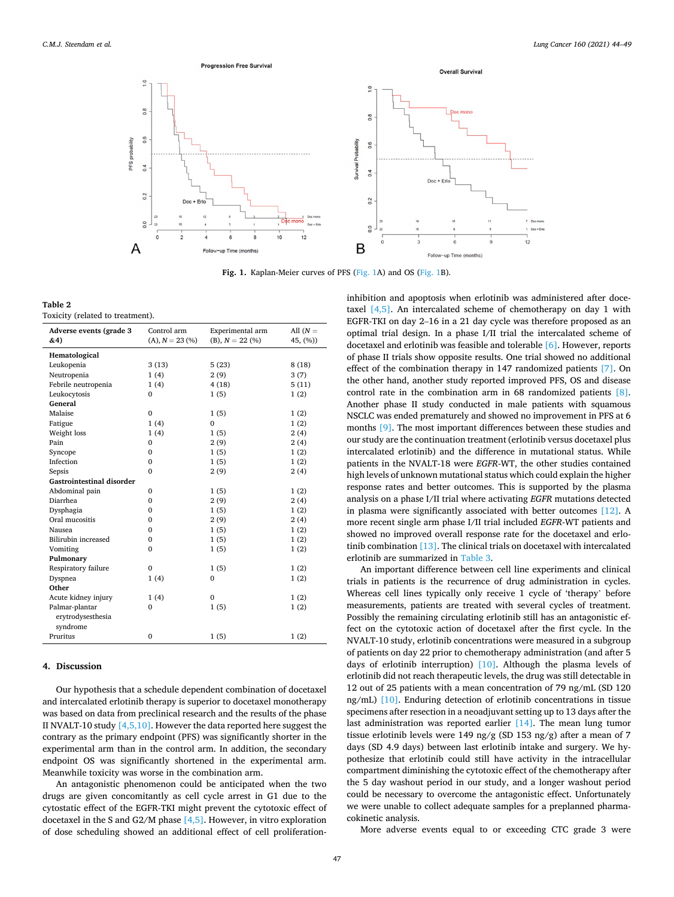**Fig. 1.** Kaplan-Meier curves of PFS (Fig. 1A) and OS (Fig. 1B).

**Table 2**
Toxicity (related to treatment).

| Adverse events (grade 3 &4) | Control arm (A), $N = 23$ (%) | Experimental arm (B), $N = 22$ (%) | All ($N = 45$, (%)) |
|---|---|---|---|
| **Hematological** | | | |
| Leukopenia | 3 (13) | 5 (23) | 8 (18) |
| Neutropenia | 1 (4) | 2 (9) | 3 (7) |
| Febrile neutropenia | 1 (4) | 4 (18) | 5 (11) |
| Leukocytosis | 0 | 1 (5) | 1 (2) |
| **General** | | | |
| Malaise | 0 | 1 (5) | 1 (2) |
| Fatigue | 1 (4) | 0 | 1 (2) |
| Weight loss | 1 (4) | 1 (5) | 2 (4) |
| Pain | 0 | 2 (9) | 2 (4) |
| Syncope | 0 | 1 (5) | 1 (2) |
| Infection | 0 | 1 (5) | 1 (2) |
| Sepsis | 0 | 2 (9) | 2 (4) |
| **Gastrointestinal disorder** | | | |
| Abdominal pain | 0 | 1 (5) | 1 (2) |
| Diarrhea | 0 | 2 (9) | 2 (4) |
| Dysphagia | 0 | 1 (5) | 1 (2) |
| Oral mucositis | 0 | 2 (9) | 2 (4) |
| Nausea | 0 | 1 (5) | 1 (2) |
| Bilirubin increased | 0 | 1 (5) | 1 (2) |
| Vomiting | 0 | 1 (5) | 1 (2) |
| **Pulmonary** | | | |
| Respiratory failure | 0 | 1 (5) | 1 (2) |
| Dyspnea | 1 (4) | 0 | 1 (2) |
| **Other** | | | |
| Acute kidney injury | 1 (4) | 0 | 1 (2) |
| Palmar-plantar erytrodysesthesia syndrome | 0 | 1 (5) | 1 (2) |
| Pruritus | 0 | 1 (5) | 1 (2) |

## 4. Discussion

Our hypothesis that a schedule dependent combination of docetaxel and intercalated erlotinib therapy is superior to docetaxel monotherapy was based on data from preclinical research and the results of the phase II NVALT-10 study [4,5,10]. However the data reported here suggest the contrary as the primary endpoint (PFS) was significantly shorter in the experimental arm than in the control arm. In addition, the secondary endpoint OS was significantly shortened in the experimental arm. Meanwhile toxicity was worse in the combination arm.

An antagonistic phenomenon could be anticipated when the two drugs are given concomitantly as cell cycle arrest in G1 due to the cytostatic effect of the EGFR-TKI might prevent the cytotoxic effect of docetaxel in the S and G2/M phase [4,5]. However, in vitro exploration of dose scheduling showed an additional effect of cell proliferation-inhibition and apoptosis when erlotinib was administered after docetaxel [4,5]. An intercalated scheme of chemotherapy on day 1 with EGFR-TKI on day 2–16 in a 21 day cycle was therefore proposed as an optimal trial design. In a phase I/II trial the intercalated scheme of docetaxel and erlotinib was feasible and tolerable [6]. However, reports of phase II trials show opposite results. One trial showed no additional effect of the combination therapy in 147 randomized patients [7]. On the other hand, another study reported improved PFS, OS and disease control rate in the combination arm in 68 randomized patients [8]. Another phase II study conducted in male patients with squamous NSCLC was ended prematurely and showed no improvement in PFS at 6 months [9]. The most important differences between these studies and our study are the continuation treatment (erlotinib versus docetaxel plus intercalated erlotinib) and the difference in mutational status. While patients in the NVALT-18 were *EGFR*-WT, the other studies contained high levels of unknown mutational status which could explain the higher response rates and better outcomes. This is supported by the plasma analysis on a phase I/II trial where activating *EGFR* mutations detected in plasma were significantly associated with better outcomes [12]. A more recent single arm phase I/II trial included *EGFR*-WT patients and showed no improved overall response rate for the docetaxel and erlotinib combination [13]. The clinical trials on docetaxel with intercalated erlotinib are summarized in Table 3.

An important difference between cell line experiments and clinical trials in patients is the recurrence of drug administration in cycles. Whereas cell lines typically only receive 1 cycle of 'therapy' before measurements, patients are treated with several cycles of treatment. Possibly the remaining circulating erlotinib still has an antagonistic effect on the cytotoxic action of docetaxel after the first cycle. In the NVALT-10 study, erlotinib concentrations were measured in a subgroup of patients on day 22 prior to chemotherapy administration (and after 5 days of erlotinib interruption) [10]. Although the plasma levels of erlotinib did not reach therapeutic levels, the drug was still detectable in 12 out of 25 patients with a mean concentration of 79 ng/mL (SD 120 ng/mL) [10]. Enduring detection of erlotinib concentrations in tissue specimens after resection in a neoadjuvant setting up to 13 days after the last administration was reported earlier [14]. The mean lung tumor tissue erlotinib levels were 149 ng/g (SD 153 ng/g) after a mean of 7 days (SD 4.9 days) between last erlotinib intake and surgery. We hypothesize that erlotinib could still have activity in the intracellular compartment diminishing the cytotoxic effect of the chemotherapy after the 5 day washout period in our study, and a longer washout period could be necessary to overcome the antagonistic effect. Unfortunately we were unable to collect adequate samples for a preplanned pharmacokinetic analysis.

More adverse events equal to or exceeding CTC grade 3 were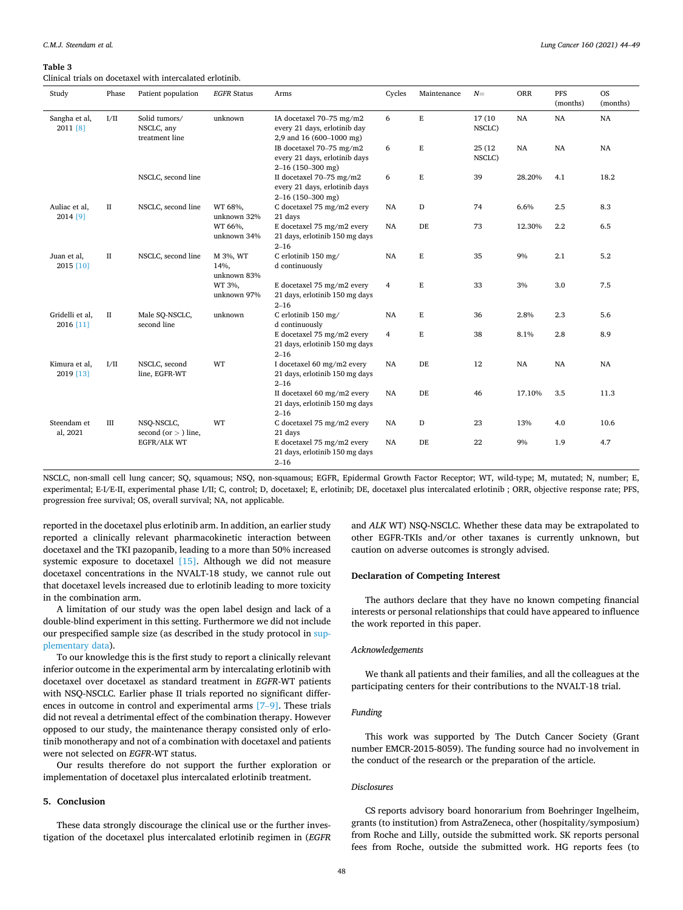**Table 3**
Clinical trials on docetaxel with intercalated erlotinib.

| Study | Phase | Patient population | *EGFR* Status | Arms | Cycles | Maintenance | *N*= | ORR | PFS (months) | OS (months) |
|---|---|---|---|---|---|---|---|---|---|---|
| Sangha et al, 2011 [8] | I/II | Solid tumors/ NSCLC, any treatment line | unknown | IA docetaxel 70–75 mg/m2 every 21 days, erlotinib day 2,9 and 16 (600–1000 mg) | 6 | E | 17 (10 NSCLC) | NA | NA | NA |
| | | | | IB docetaxel 70–75 mg/m2 every 21 days, erlotinib days 2–16 (150–300 mg) | 6 | E | 25 (12 NSCLC) | NA | NA | NA |
| | | NSCLC, second line | | II docetaxel 70–75 mg/m2 every 21 days, erlotinib days 2–16 (150–300 mg) | 6 | E | 39 | 28.20% | 4.1 | 18.2 |
| Auliac et al, 2014 [9] | II | NSCLC, second line | WT 68%, unknown 32% | C docetaxel 75 mg/m2 every 21 days | NA | D | 74 | 6.6% | 2.5 | 8.3 |
| | | | WT 66%, unknown 34% | E docetaxel 75 mg/m2 every 21 days, erlotinib 150 mg days 2–16 | NA | DE | 73 | 12.30% | 2.2 | 6.5 |
| Juan et al, 2015 [10] | II | NSCLC, second line | M 3%, WT 14%, unknown 83% | C erlotinib 150 mg/ d continuously | NA | E | 35 | 9% | 2.1 | 5.2 |
| | | | WT 3%, unknown 97% | E docetaxel 75 mg/m2 every 21 days, erlotinib 150 mg days 2–16 | 4 | E | 33 | 3% | 3.0 | 7.5 |
| Gridelli et al, 2016 [11] | II | Male SQ-NSCLC, second line | unknown | C erlotinib 150 mg/ d continuously | NA | E | 36 | 2.8% | 2.3 | 5.6 |
| | | | | E docetaxel 75 mg/m2 every 21 days, erlotinib 150 mg days 2–16 | 4 | E | 38 | 8.1% | 2.8 | 8.9 |
| Kimura et al, 2019 [13] | I/II | NSCLC, second line, EGFR-WT | WT | I docetaxel 60 mg/m2 every 21 days, erlotinib 150 mg days 2–16 | NA | DE | 12 | NA | NA | NA |
| | | | | II docetaxel 60 mg/m2 every 21 days, erlotinib 150 mg days 2–16 | NA | DE | 46 | 17.10% | 3.5 | 11.3 |
| Steendam et al, 2021 | III | NSQ-NSCLC, second (or > ) line, EGFR/ALK WT | WT | C docetaxel 75 mg/m2 every 21 days | NA | D | 23 | 13% | 4.0 | 10.6 |
| | | | | E docetaxel 75 mg/m2 every 21 days, erlotinib 150 mg days 2–16 | NA | DE | 22 | 9% | 1.9 | 4.7 |

NSCLC, non-small cell lung cancer; SQ, squamous; NSQ, non-squamous; EGFR, Epidermal Growth Factor Receptor; WT, wild-type; M, mutated; N, number; E, experimental; E-I/E-II, experimental phase I/II; C, control; D, docetaxel; E, erlotinib; DE, docetaxel plus intercalated erlotinib ; ORR, objective response rate; PFS, progression free survival; OS, overall survival; NA, not applicable.

reported in the docetaxel plus erlotinib arm. In addition, an earlier study reported a clinically relevant pharmacokinetic interaction between docetaxel and the TKI pazopanib, leading to a more than 50% increased systemic exposure to docetaxel [15]. Although we did not measure docetaxel concentrations in the NVALT-18 study, we cannot rule out that docetaxel levels increased due to erlotinib leading to more toxicity in the combination arm.

A limitation of our study was the open label design and lack of a double-blind experiment in this setting. Furthermore we did not include our prespecified sample size (as described in the study protocol in supplementary data).

To our knowledge this is the first study to report a clinically relevant inferior outcome in the experimental arm by intercalating erlotinib with docetaxel over docetaxel as standard treatment in *EGFR*-WT patients with NSQ-NSCLC. Earlier phase II trials reported no significant differences in outcome in control and experimental arms [7–9]. These trials did not reveal a detrimental effect of the combination therapy. However opposed to our study, the maintenance therapy consisted only of erlotinib monotherapy and not of a combination with docetaxel and patients were not selected on *EGFR*-WT status.

Our results therefore do not support the further exploration or implementation of docetaxel plus intercalated erlotinib treatment.

## 5. Conclusion

These data strongly discourage the clinical use or the further investigation of the docetaxel plus intercalated erlotinib regimen in (*EGFR* and *ALK* WT) NSQ-NSCLC. Whether these data may be extrapolated to other EGFR-TKIs and/or other taxanes is currently unknown, but caution on adverse outcomes is strongly advised.

### Declaration of Competing Interest

The authors declare that they have no known competing financial interests or personal relationships that could have appeared to influence the work reported in this paper.

### *Acknowledgements*

We thank all patients and their families, and all the colleagues at the participating centers for their contributions to the NVALT-18 trial.

### *Funding*

This work was supported by The Dutch Cancer Society (Grant number EMCR-2015-8059). The funding source had no involvement in the conduct of the research or the preparation of the article.

### *Disclosures*

CS reports advisory board honorarium from Boehringer Ingelheim, grants (to institution) from AstraZeneca, other (hospitality/symposium) from Roche and Lilly, outside the submitted work. SK reports personal fees from Roche, outside the submitted work. HG reports fees (to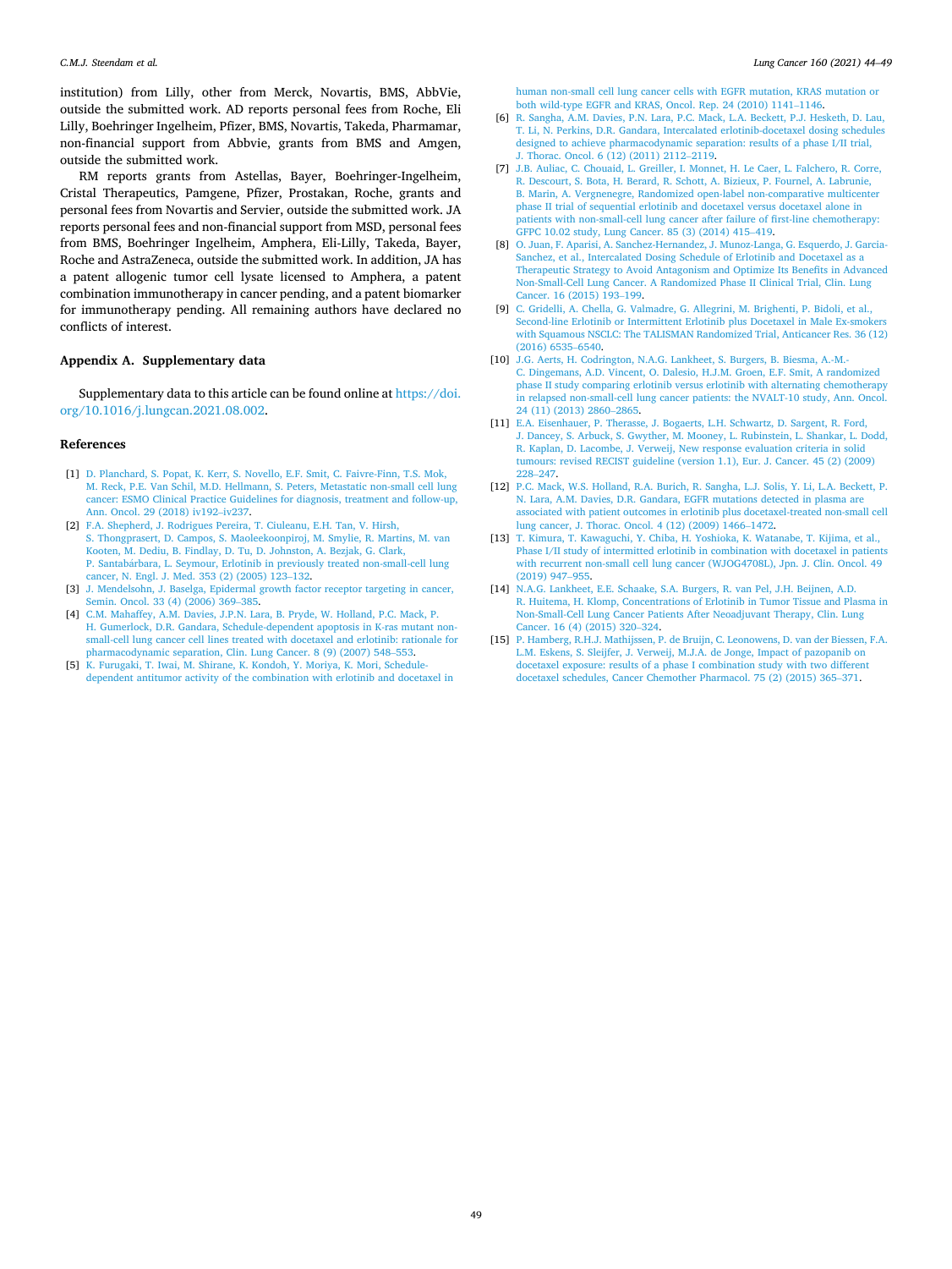institution) from Lilly, other from Merck, Novartis, BMS, AbbVie, outside the submitted work. AD reports personal fees from Roche, Eli Lilly, Boehringer Ingelheim, Pfizer, BMS, Novartis, Takeda, Pharmamar, non-financial support from Abbvie, grants from BMS and Amgen, outside the submitted work.

RM reports grants from Astellas, Bayer, Boehringer-Ingelheim, Cristal Therapeutics, Pamgene, Pfizer, Prostakan, Roche, grants and personal fees from Novartis and Servier, outside the submitted work. JA reports personal fees and non-financial support from MSD, personal fees from BMS, Boehringer Ingelheim, Amphera, Eli-Lilly, Takeda, Bayer, Roche and AstraZeneca, outside the submitted work. In addition, JA has a patent allogenic tumor cell lysate licensed to Amphera, a patent combination immunotherapy in cancer pending, and a patent biomarker for immunotherapy pending. All remaining authors have declared no conflicts of interest.

## Appendix A. Supplementary data

Supplementary data to this article can be found online at https://doi.org/10.1016/j.lungcan.2021.08.002.

## References

[1] D. Planchard, S. Popat, K. Kerr, S. Novello, E.F. Smit, C. Faivre-Finn, T.S. Mok, M. Reck, P.E. Van Schil, M.D. Hellmann, S. Peters, Metastatic non-small cell lung cancer: ESMO Clinical Practice Guidelines for diagnosis, treatment and follow-up, Ann. Oncol. 29 (2018) iv192–iv237.

[2] F.A. Shepherd, J. Rodrigues Pereira, T. Ciuleanu, E.H. Tan, V. Hirsh, S. Thongprasert, D. Campos, S. Maoleekoonpiroj, M. Smylie, R. Martins, M. van Kooten, M. Dediu, B. Findlay, D. Tu, D. Johnston, A. Bezjak, G. Clark, P. Santabárbara, L. Seymour, Erlotinib in previously treated non-small-cell lung cancer, N. Engl. J. Med. 353 (2) (2005) 123–132.

[3] J. Mendelsohn, J. Baselga, Epidermal growth factor receptor targeting in cancer, Semin. Oncol. 33 (4) (2006) 369–385.

[4] C.M. Mahaffey, A.M. Davies, J.P.N. Lara, B. Pryde, W. Holland, P.C. Mack, P. H. Gumerlock, D.R. Gandara, Schedule-dependent apoptosis in K-ras mutant non-small-cell lung cancer cell lines treated with docetaxel and erlotinib: rationale for pharmacodynamic separation, Clin. Lung Cancer. 8 (9) (2007) 548–553.

[5] K. Furugaki, T. Iwai, M. Shirane, K. Kondoh, Y. Moriya, K. Mori, Schedule-dependent antitumor activity of the combination with erlotinib and docetaxel in human non-small cell lung cancer cells with EGFR mutation, KRAS mutation or both wild-type EGFR and KRAS, Oncol. Rep. 24 (2010) 1141–1146.

[6] R. Sangha, A.M. Davies, P.N. Lara, P.C. Mack, L.A. Beckett, P.J. Hesketh, D. Lau, T. Li, N. Perkins, D.R. Gandara, Intercalated erlotinib-docetaxel dosing schedules designed to achieve pharmacodynamic separation: results of a phase I/II trial, J. Thorac. Oncol. 6 (12) (2011) 2112–2119.

[7] J.B. Auliac, C. Chouaid, L. Greiller, I. Monnet, H. Le Caer, L. Falchero, R. Corre, R. Descourt, S. Bota, H. Berard, R. Schott, A. Bizieux, P. Fournel, A. Labrunie, B. Marin, A. Vergnenegre, Randomized open-label non-comparative multicenter phase II trial of sequential erlotinib and docetaxel versus docetaxel alone in patients with non-small-cell lung cancer after failure of first-line chemotherapy: GFPC 10.02 study, Lung Cancer. 85 (3) (2014) 415–419.

[8] O. Juan, F. Aparisi, A. Sanchez-Hernandez, J. Munoz-Langa, G. Esquerdo, J. Garcia-Sanchez, et al., Intercalated Dosing Schedule of Erlotinib and Docetaxel as a Therapeutic Strategy to Avoid Antagonism and Optimize Its Benefits in Advanced Non-Small-Cell Lung Cancer. A Randomized Phase II Clinical Trial, Clin. Lung Cancer. 16 (2015) 193–199.

[9] C. Gridelli, A. Chella, G. Valmadre, G. Allegrini, M. Brighenti, P. Bidoli, et al., Second-line Erlotinib or Intermittent Erlotinib plus Docetaxel in Male Ex-smokers with Squamous NSCLC: The TALISMAN Randomized Trial, Anticancer Res. 36 (12) (2016) 6535–6540.

[10] J.G. Aerts, H. Codrington, N.A.G. Lankheet, S. Burgers, B. Biesma, A.-M.-C. Dingemans, A.D. Vincent, O. Dalesio, H.J.M. Groen, E.F. Smit, A randomized phase II study comparing erlotinib versus erlotinib with alternating chemotherapy in relapsed non-small-cell lung cancer patients: the NVALT-10 study, Ann. Oncol. 24 (11) (2013) 2860–2865.

[11] E.A. Eisenhauer, P. Therasse, J. Bogaerts, L.H. Schwartz, D. Sargent, R. Ford, J. Dancey, S. Arbuck, S. Gwyther, M. Mooney, L. Rubinstein, L. Shankar, L. Dodd, R. Kaplan, D. Lacombe, J. Verweij, New response evaluation criteria in solid tumours: revised RECIST guideline (version 1.1), Eur. J. Cancer. 45 (2) (2009) 228–247.

[12] P.C. Mack, W.S. Holland, R.A. Burich, R. Sangha, L.J. Solis, Y. Li, L.A. Beckett, P. N. Lara, A.M. Davies, D.R. Gandara, EGFR mutations detected in plasma are associated with patient outcomes in erlotinib plus docetaxel-treated non-small cell lung cancer, J. Thorac. Oncol. 4 (12) (2009) 1466–1472.

[13] T. Kimura, T. Kawaguchi, Y. Chiba, H. Yoshioka, K. Watanabe, T. Kijima, et al., Phase I/II study of intermitted erlotinib in combination with docetaxel in patients with recurrent non-small cell lung cancer (WJOG4708L), Jpn. J. Clin. Oncol. 49 (2019) 947–955.

[14] N.A.G. Lankheet, E.E. Schaake, S.A. Burgers, R. van Pel, J.H. Beijnen, A.D. R. Huitema, H. Klomp, Concentrations of Erlotinib in Tumor Tissue and Plasma in Non-Small-Cell Lung Cancer Patients After Neoadjuvant Therapy, Clin. Lung Cancer. 16 (4) (2015) 320–324.

[15] P. Hamberg, R.H.J. Mathijssen, P. de Bruijn, C. Leonowens, D. van der Biessen, F.A. L.M. Eskens, S. Sleijfer, J. Verweij, M.J.A. de Jonge, Impact of pazopanib on docetaxel exposure: results of a phase I combination study with two different docetaxel schedules, Cancer Chemother Pharmacol. 75 (2) (2015) 365–371.